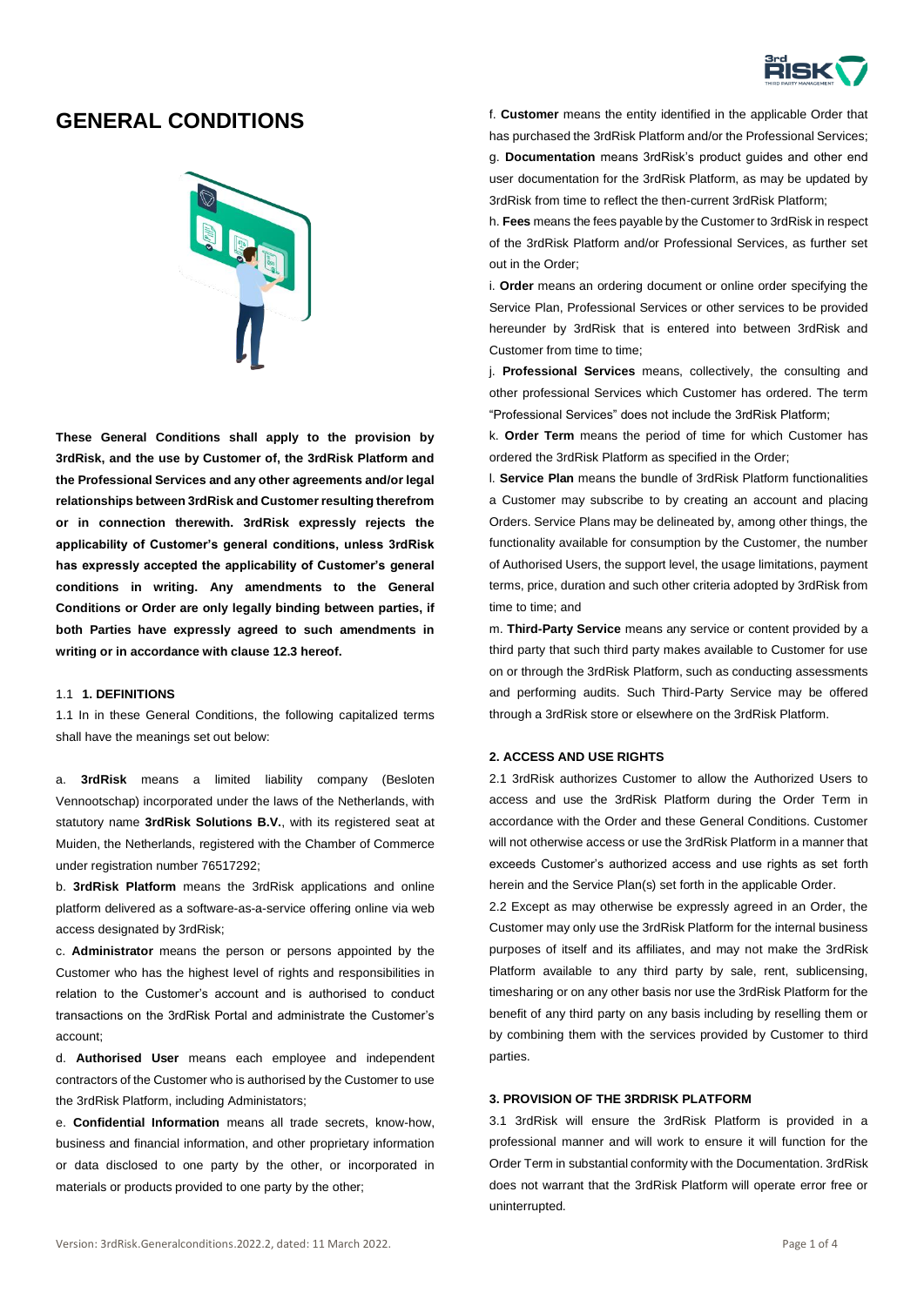# GENERAL CONDITIONS

**These General Conditions shall apply to the provision by 3rdRisk, and the use by Customer of, the 3rdRisk Platform and the Professional Services and any other agreements and/or legal relationships between 3rdRisk and Customer resulting therefrom or in connection therewith. 3rdRisk expressly rejects the applicability of Customer's general conditions, unless 3rdRisk has expressly accepted the applicability of Customer's general conditions in writing. Any amendments to the General Conditions or Order are only legally binding between parties, if both Parties have expressly agreed to such amendments in writing or in accordance with clause 12.3 hereof.**

## 1.1 **1. DEFINITIONS**

1.1 In in these General Conditions, the following capitalized terms shall have the meanings set out below:

a. **3rdRisk** means a limited liability company (Besloten Vennootschap) incorporated under the laws of the Netherlands, with statutory name **3rdRisk Solutions B.V.**, with its registered seat at Muiden, the Netherlands, registered with the Chamber of Commerce under registration number 76517292;

b. **3rdRisk Platform** means the 3rdRisk applications and online platform delivered as a software-as-a-service offering online via web access designated by 3rdRisk;

c. **Administrator** means the person or persons appointed by the Customer who has the highest level of rights and responsibilities in relation to the Customer's account and is authorised to conduct transactions on the 3rdRisk Portal and administrate the Customer's account;

d. **Authorised User** means each employee and independent contractors of the Customer who is authorised by the Customer to use the 3rdRisk Platform, including Administators;

e. **Confidential Information** means all trade secrets, know-how, business and financial information, and other proprietary information or data disclosed to one party by the other, or incorporated in materials or products provided to one party by the other;

f. **Customer** means the entity identified in the applicable Order that has purchased the 3rdRisk Platform and/or the Professional Services;

g. **Documentation** means 3rdRisk's product guides and other end user documentation for the 3rdRisk Platform, as may be updated by 3rdRisk from time to reflect the then-current 3rdRisk Platform;

h. **Fees** means the fees payable by the Customer to 3rdRisk in respect of the 3rdRisk Platform and/or Professional Services, as further set out in the Order;

i. **Order** means an ordering document or online order specifying the Service Plan, Professional Services or other services to be provided hereunder by 3rdRisk that is entered into between 3rdRisk and Customer from time to time;

j. **Professional Services** means, collectively, the consulting and other professional Services which Customer has ordered. The term "Professional Services" does not include the 3rdRisk Platform;

k. **Order Term** means the period of time for which Customer has ordered the 3rdRisk Platform as specified in the Order;

l. **Service Plan** means the bundle of 3rdRisk Platform functionalities a Customer may subscribe to by creating an account and placing Orders. Service Plans may be delineated by, among other things, the functionality available for consumption by the Customer, the number of Authorised Users, the support level, the usage limitations, payment terms, price, duration and such other criteria adopted by 3rdRisk from time to time; and

m. **Third-Party Service** means any service or content provided by a third party that such third party makes available to Customer for use on or through the 3rdRisk Platform, such as conducting assessments and performing audits. Such Third-Party Service may be offered through a 3rdRisk store or elsewhere on the 3rdRisk Platform.

## 2. ACCESS AND USE RIGHTS

2.1 3rdRisk authorizes Customer to allow the Authorized Users to access and use the 3rdRisk Platform during the Order Term in accordance with the Order and these General Conditions. Customer will not otherwise access or use the 3rdRisk Platform in a manner that exceeds Customer's authorized access and use rights as set forth herein and the Service Plan(s) set forth in the applicable Order.

2.2 Except as may otherwise be expressly agreed in an Order, the Customer may only use the 3rdRisk Platform for the internal business purposes of itself and its affiliates, and may not make the 3rdRisk Platform available to any third party by sale, rent, sublicensing, timesharing or on any other basis nor use the 3rdRisk Platform for the benefit of any third party on any basis including by reselling them or by combining them with the services provided by Customer to third parties.

## 3. PROVISION OF THE 3RDRISK PLATFORM

3.1 3rdRisk will ensure the 3rdRisk Platform is provided in a professional manner and will work to ensure it will function for the Order Term in substantial conformity with the Documentation. 3rdRisk does not warrant that the 3rdRisk Platform will operate error free or uninterrupted.

Version: 3rdRisk.Generalconditions.2022.2, dated: 11 March 2022.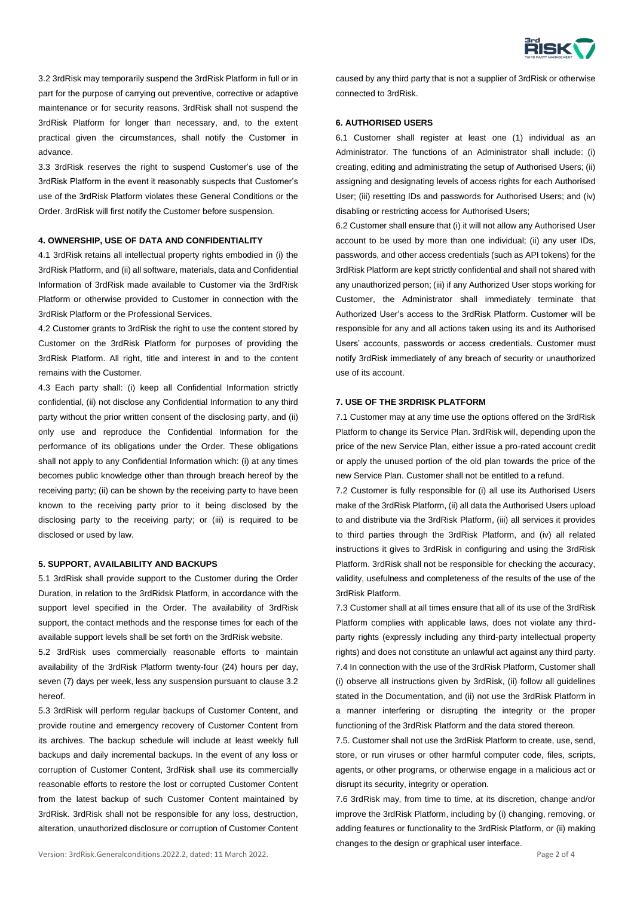3.2 3rdRisk may temporarily suspend the 3rdRisk Platform in full or in part for the purpose of carrying out preventive, corrective or adaptive maintenance or for security reasons. 3rdRisk shall not suspend the 3rdRisk Platform for longer than necessary, and, to the extent practical given the circumstances, shall notify the Customer in advance.

3.3 3rdRisk reserves the right to suspend Customer's use of the 3rdRisk Platform in the event it reasonably suspects that Customer's use of the 3rdRisk Platform violates these General Conditions or the Order. 3rdRisk will first notify the Customer before suspension.

**4. OWNERSHIP, USE OF DATA AND CONFIDENTIALITY**

4.1 3rdRisk retains all intellectual property rights embodied in (i) the 3rdRisk Platform, and (ii) all software, materials, data and Confidential Information of 3rdRisk made available to Customer via the 3rdRisk Platform or otherwise provided to Customer in connection with the 3rdRisk Platform or the Professional Services.

4.2 Customer grants to 3rdRisk the right to use the content stored by Customer on the 3rdRisk Platform for purposes of providing the 3rdRisk Platform. All right, title and interest in and to the content remains with the Customer.

4.3 Each party shall: (i) keep all Confidential Information strictly confidential, (ii) not disclose any Confidential Information to any third party without the prior written consent of the disclosing party, and (ii) only use and reproduce the Confidential Information for the performance of its obligations under the Order. These obligations shall not apply to any Confidential Information which: (i) at any times becomes public knowledge other than through breach hereof by the receiving party; (ii) can be shown by the receiving party to have been known to the receiving party prior to it being disclosed by the disclosing party to the receiving party; or (iii) is required to be disclosed or used by law.

**5. SUPPORT, AVAILABILITY AND BACKUPS**

5.1 3rdRisk shall provide support to the Customer during the Order Duration, in relation to the 3rdRidsk Platform, in accordance with the support level specified in the Order. The availability of 3rdRisk support, the contact methods and the response times for each of the available support levels shall be set forth on the 3rdRisk website.

5.2 3rdRisk uses commercially reasonable efforts to maintain availability of the 3rdRisk Platform twenty-four (24) hours per day, seven (7) days per week, less any suspension pursuant to clause 3.2 hereof.

5.3 3rdRisk will perform regular backups of Customer Content, and provide routine and emergency recovery of Customer Content from its archives. The backup schedule will include at least weekly full backups and daily incremental backups. In the event of any loss or corruption of Customer Content, 3rdRisk shall use its commercially reasonable efforts to restore the lost or corrupted Customer Content from the latest backup of such Customer Content maintained by 3rdRisk. 3rdRisk shall not be responsible for any loss, destruction, alteration, unauthorized disclosure or corruption of Customer Content caused by any third party that is not a supplier of 3rdRisk or otherwise connected to 3rdRisk.

**6. AUTHORISED USERS**

6.1 Customer shall register at least one (1) individual as an Administrator. The functions of an Administrator shall include: (i) creating, editing and administrating the setup of Authorised Users; (ii) assigning and designating levels of access rights for each Authorised User; (iii) resetting IDs and passwords for Authorised Users; and (iv) disabling or restricting access for Authorised Users;

6.2 Customer shall ensure that (i) it will not allow any Authorised User account to be used by more than one individual; (ii) any user IDs, passwords, and other access credentials (such as API tokens) for the 3rdRisk Platform are kept strictly confidential and shall not shared with any unauthorized person; (iii) if any Authorized User stops working for Customer, the Administrator shall immediately terminate that Authorized User's access to the 3rdRisk Platform. Customer will be responsible for any and all actions taken using its and its Authorised Users' accounts, passwords or access credentials. Customer must notify 3rdRisk immediately of any breach of security or unauthorized use of its account.

**7. USE OF THE 3RDRISK PLATFORM**

7.1 Customer may at any time use the options offered on the 3rdRisk Platform to change its Service Plan. 3rdRisk will, depending upon the price of the new Service Plan, either issue a pro-rated account credit or apply the unused portion of the old plan towards the price of the new Service Plan. Customer shall not be entitled to a refund.

7.2 Customer is fully responsible for (i) all use its Authorised Users make of the 3rdRisk Platform, (ii) all data the Authorised Users upload to and distribute via the 3rdRisk Platform, (iii) all services it provides to third parties through the 3rdRisk Platform, and (iv) all related instructions it gives to 3rdRisk in configuring and using the 3rdRisk Platform. 3rdRisk shall not be responsible for checking the accuracy, validity, usefulness and completeness of the results of the use of the 3rdRisk Platform.

7.3 Customer shall at all times ensure that all of its use of the 3rdRisk Platform complies with applicable laws, does not violate any third-party rights (expressly including any third-party intellectual property rights) and does not constitute an unlawful act against any third party.

7.4 In connection with the use of the 3rdRisk Platform, Customer shall (i) observe all instructions given by 3rdRisk, (ii) follow all guidelines stated in the Documentation, and (ii) not use the 3rdRisk Platform in a manner interfering or disrupting the integrity or the proper functioning of the 3rdRisk Platform and the data stored thereon.

7.5. Customer shall not use the 3rdRisk Platform to create, use, send, store, or run viruses or other harmful computer code, files, scripts, agents, or other programs, or otherwise engage in a malicious act or disrupt its security, integrity or operation.

7.6 3rdRisk may, from time to time, at its discretion, change and/or improve the 3rdRisk Platform, including by (i) changing, removing, or adding features or functionality to the 3rdRisk Platform, or (ii) making changes to the design or graphical user interface.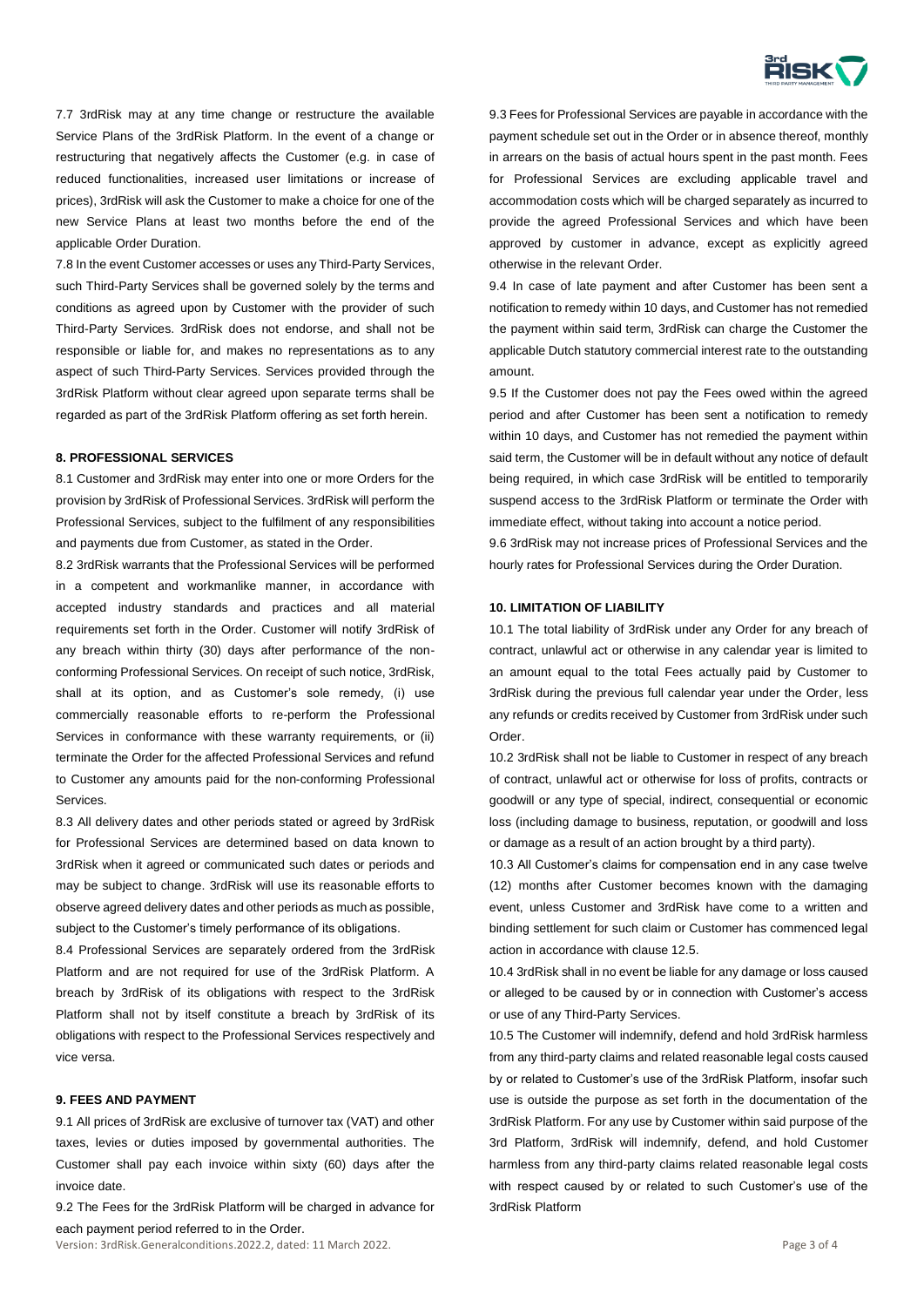7.7 3rdRisk may at any time change or restructure the available Service Plans of the 3rdRisk Platform. In the event of a change or restructuring that negatively affects the Customer (e.g. in case of reduced functionalities, increased user limitations or increase of prices), 3rdRisk will ask the Customer to make a choice for one of the new Service Plans at least two months before the end of the applicable Order Duration.

7.8 In the event Customer accesses or uses any Third-Party Services, such Third-Party Services shall be governed solely by the terms and conditions as agreed upon by Customer with the provider of such Third-Party Services. 3rdRisk does not endorse, and shall not be responsible or liable for, and makes no representations as to any aspect of such Third-Party Services. Services provided through the 3rdRisk Platform without clear agreed upon separate terms shall be regarded as part of the 3rdRisk Platform offering as set forth herein.

**8. PROFESSIONAL SERVICES**

8.1 Customer and 3rdRisk may enter into one or more Orders for the provision by 3rdRisk of Professional Services. 3rdRisk will perform the Professional Services, subject to the fulfilment of any responsibilities and payments due from Customer, as stated in the Order.

8.2 3rdRisk warrants that the Professional Services will be performed in a competent and workmanlike manner, in accordance with accepted industry standards and practices and all material requirements set forth in the Order. Customer will notify 3rdRisk of any breach within thirty (30) days after performance of the non-conforming Professional Services. On receipt of such notice, 3rdRisk, shall at its option, and as Customer's sole remedy, (i) use commercially reasonable efforts to re-perform the Professional Services in conformance with these warranty requirements, or (ii) terminate the Order for the affected Professional Services and refund to Customer any amounts paid for the non-conforming Professional Services.

8.3 All delivery dates and other periods stated or agreed by 3rdRisk for Professional Services are determined based on data known to 3rdRisk when it agreed or communicated such dates or periods and may be subject to change. 3rdRisk will use its reasonable efforts to observe agreed delivery dates and other periods as much as possible, subject to the Customer's timely performance of its obligations.

8.4 Professional Services are separately ordered from the 3rdRisk Platform and are not required for use of the 3rdRisk Platform. A breach by 3rdRisk of its obligations with respect to the 3rdRisk Platform shall not by itself constitute a breach by 3rdRisk of its obligations with respect to the Professional Services respectively and vice versa.

**9. FEES AND PAYMENT**

9.1 All prices of 3rdRisk are exclusive of turnover tax (VAT) and other taxes, levies or duties imposed by governmental authorities. The Customer shall pay each invoice within sixty (60) days after the invoice date.

9.2 The Fees for the 3rdRisk Platform will be charged in advance for each payment period referred to in the Order.

9.3 Fees for Professional Services are payable in accordance with the payment schedule set out in the Order or in absence thereof, monthly in arrears on the basis of actual hours spent in the past month. Fees for Professional Services are excluding applicable travel and accommodation costs which will be charged separately as incurred to provide the agreed Professional Services and which have been approved by customer in advance, except as explicitly agreed otherwise in the relevant Order.

9.4 In case of late payment and after Customer has been sent a notification to remedy within 10 days, and Customer has not remedied the payment within said term, 3rdRisk can charge the Customer the applicable Dutch statutory commercial interest rate to the outstanding amount.

9.5 If the Customer does not pay the Fees owed within the agreed period and after Customer has been sent a notification to remedy within 10 days, and Customer has not remedied the payment within said term, the Customer will be in default without any notice of default being required, in which case 3rdRisk will be entitled to temporarily suspend access to the 3rdRisk Platform or terminate the Order with immediate effect, without taking into account a notice period.

9.6 3rdRisk may not increase prices of Professional Services and the hourly rates for Professional Services during the Order Duration.

**10. LIMITATION OF LIABILITY**

10.1 The total liability of 3rdRisk under any Order for any breach of contract, unlawful act or otherwise in any calendar year is limited to an amount equal to the total Fees actually paid by Customer to 3rdRisk during the previous full calendar year under the Order, less any refunds or credits received by Customer from 3rdRisk under such Order.

10.2 3rdRisk shall not be liable to Customer in respect of any breach of contract, unlawful act or otherwise for loss of profits, contracts or goodwill or any type of special, indirect, consequential or economic loss (including damage to business, reputation, or goodwill and loss or damage as a result of an action brought by a third party).

10.3 All Customer's claims for compensation end in any case twelve (12) months after Customer becomes known with the damaging event, unless Customer and 3rdRisk have come to a written and binding settlement for such claim or Customer has commenced legal action in accordance with clause 12.5.

10.4 3rdRisk shall in no event be liable for any damage or loss caused or alleged to be caused by or in connection with Customer's access or use of any Third-Party Services.

10.5 The Customer will indemnify, defend and hold 3rdRisk harmless from any third-party claims and related reasonable legal costs caused by or related to Customer's use of the 3rdRisk Platform, insofar such use is outside the purpose as set forth in the documentation of the 3rdRisk Platform. For any use by Customer within said purpose of the 3rd Platform, 3rdRisk will indemnify, defend, and hold Customer harmless from any third-party claims related reasonable legal costs with respect caused by or related to such Customer's use of the 3rdRisk Platform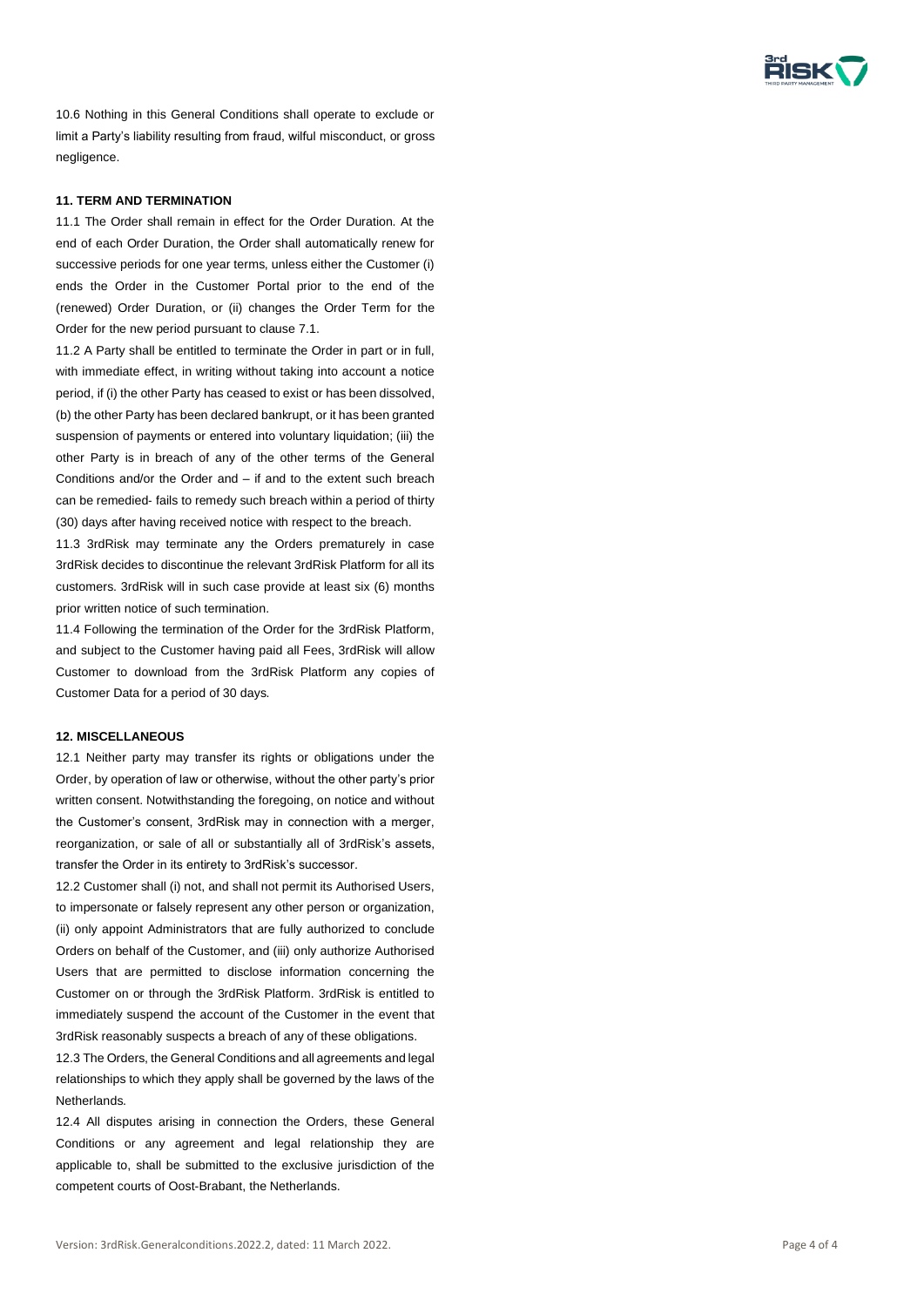10.6 Nothing in this General Conditions shall operate to exclude or limit a Party's liability resulting from fraud, wilful misconduct, or gross negligence.

**11. TERM AND TERMINATION**

11.1 The Order shall remain in effect for the Order Duration. At the end of each Order Duration, the Order shall automatically renew for successive periods for one year terms, unless either the Customer (i) ends the Order in the Customer Portal prior to the end of the (renewed) Order Duration, or (ii) changes the Order Term for the Order for the new period pursuant to clause 7.1.

11.2 A Party shall be entitled to terminate the Order in part or in full, with immediate effect, in writing without taking into account a notice period, if (i) the other Party has ceased to exist or has been dissolved, (b) the other Party has been declared bankrupt, or it has been granted suspension of payments or entered into voluntary liquidation; (iii) the other Party is in breach of any of the other terms of the General Conditions and/or the Order and – if and to the extent such breach can be remedied- fails to remedy such breach within a period of thirty (30) days after having received notice with respect to the breach.

11.3 3rdRisk may terminate any the Orders prematurely in case 3rdRisk decides to discontinue the relevant 3rdRisk Platform for all its customers. 3rdRisk will in such case provide at least six (6) months prior written notice of such termination.

11.4 Following the termination of the Order for the 3rdRisk Platform, and subject to the Customer having paid all Fees, 3rdRisk will allow Customer to download from the 3rdRisk Platform any copies of Customer Data for a period of 30 days.

**12. MISCELLANEOUS**

12.1 Neither party may transfer its rights or obligations under the Order, by operation of law or otherwise, without the other party's prior written consent. Notwithstanding the foregoing, on notice and without the Customer's consent, 3rdRisk may in connection with a merger, reorganization, or sale of all or substantially all of 3rdRisk's assets, transfer the Order in its entirety to 3rdRisk's successor.

12.2 Customer shall (i) not, and shall not permit its Authorised Users, to impersonate or falsely represent any other person or organization, (ii) only appoint Administrators that are fully authorized to conclude Orders on behalf of the Customer, and (iii) only authorize Authorised Users that are permitted to disclose information concerning the Customer on or through the 3rdRisk Platform. 3rdRisk is entitled to immediately suspend the account of the Customer in the event that 3rdRisk reasonably suspects a breach of any of these obligations.

12.3 The Orders, the General Conditions and all agreements and legal relationships to which they apply shall be governed by the laws of the Netherlands.

12.4 All disputes arising in connection the Orders, these General Conditions or any agreement and legal relationship they are applicable to, shall be submitted to the exclusive jurisdiction of the competent courts of Oost-Brabant, the Netherlands.

Version: 3rdRisk.Generalconditions.2022.2, dated: 11 March 2022.